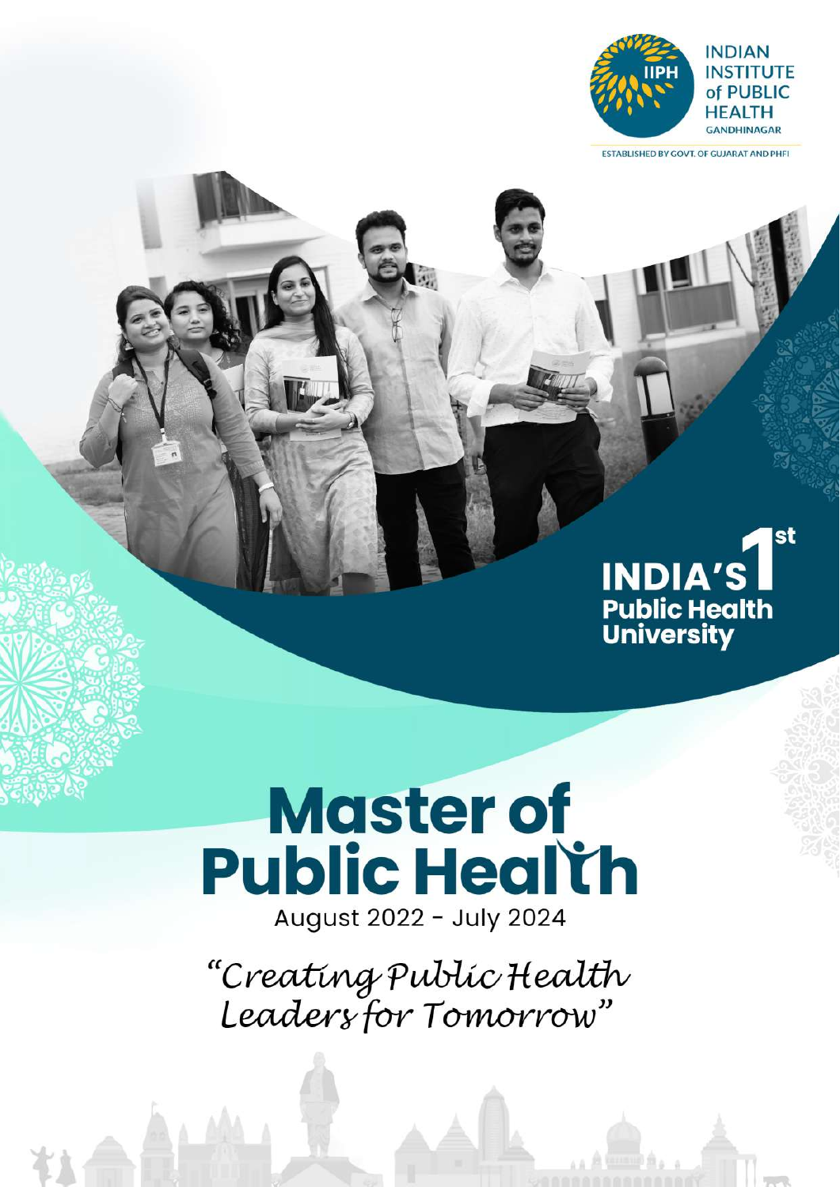INDIAN INSTITUTE of PUBLIC HEALTH GANDHINAGAR

ESTABLISHED BY GOVT. OF GUJARAT AND PHFI

INDIA'S 1st Public Health University

# Master of Public Health

August 2022 - July 2024

*"Creating Public Health Leaders for Tomorrow"*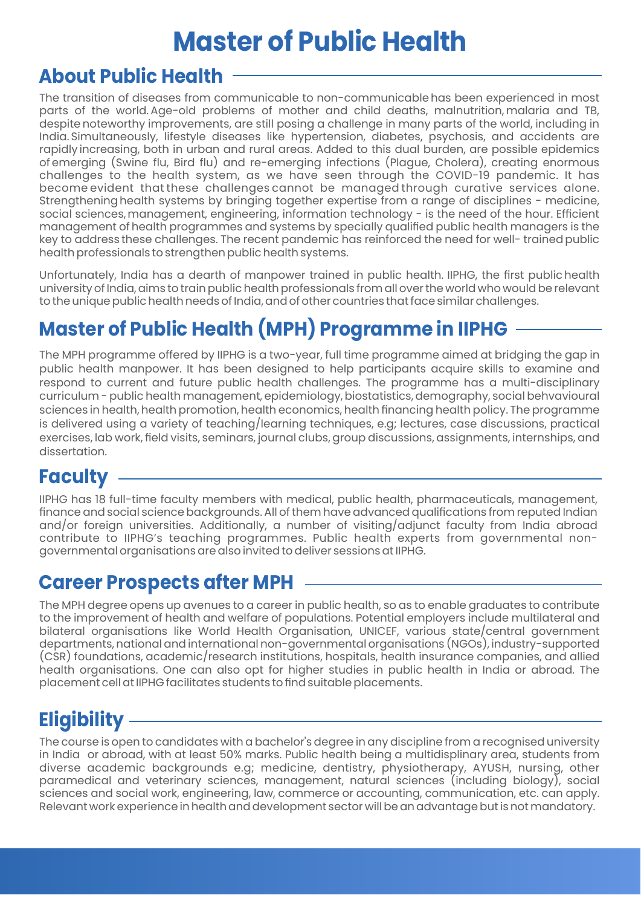# Master of Public Health

## About Public Health

The transition of diseases from communicable to non-communicable has been experienced in most parts of the world. Age-old problems of mother and child deaths, malnutrition, malaria and TB, despite noteworthy improvements, are still posing a challenge in many parts of the world, including in India. Simultaneously, lifestyle diseases like hypertension, diabetes, psychosis, and accidents are rapidly increasing, both in urban and rural areas. Added to this dual burden, are possible epidemics of emerging (Swine flu, Bird flu) and re-emerging infections (Plague, Cholera), creating enormous challenges to the health system, as we have seen through the COVID-19 pandemic. It has become evident that these challenges cannot be managed through curative services alone. Strengthening health systems by bringing together expertise from a range of disciplines - medicine, social sciences, management, engineering, information technology - is the need of the hour. Efficient management of health programmes and systems by specially qualified public health managers is the key to address these challenges. The recent pandemic has reinforced the need for well- trained public health professionals to strengthen public health systems.

Unfortunately, India has a dearth of manpower trained in public health. IIPHG, the first public health university of India, aims to train public health professionals from all over the world who would be relevant to the unique public health needs of India, and of other countries that face similar challenges.

## Master of Public Health (MPH) Programme in IIPHG

The MPH programme offered by IIPHG is a two-year, full time programme aimed at bridging the gap in public health manpower. It has been designed to help participants acquire skills to examine and respond to current and future public health challenges. The programme has a multi-disciplinary curriculum - public health management, epidemiology, biostatistics, demography, social behvavioural sciences in health, health promotion, health economics, health financing health policy. The programme is delivered using a variety of teaching/learning techniques, e.g; lectures, case discussions, practical exercises, lab work, field visits, seminars, journal clubs, group discussions, assignments, internships, and dissertation.

## Faculty

IIPHG has 18 full-time faculty members with medical, public health, pharmaceuticals, management, finance and social science backgrounds. All of them have advanced qualifications from reputed Indian and/or foreign universities. Additionally, a number of visiting/adjunct faculty from India abroad contribute to IIPHG's teaching programmes. Public health experts from governmental non-governmental organisations are also invited to deliver sessions at IIPHG.

## Career Prospects after MPH

The MPH degree opens up avenues to a career in public health, so as to enable graduates to contribute to the improvement of health and welfare of populations. Potential employers include multilateral and bilateral organisations like World Health Organisation, UNICEF, various state/central government departments, national and international non-governmental organisations (NGOs), industry-supported (CSR) foundations, academic/research institutions, hospitals, health insurance companies, and allied health organisations. One can also opt for higher studies in public health in India or abroad. The placement cell at IIPHG facilitates students to find suitable placements.

## Eligibility

The course is open to candidates with a bachelor's degree in any discipline from a recognised university in India or abroad, with at least 50% marks. Public health being a multidisplinary area, students from diverse academic backgrounds e.g; medicine, dentistry, physiotherapy, AYUSH, nursing, other paramedical and veterinary sciences, management, natural sciences (including biology), social sciences and social work, engineering, law, commerce or accounting, communication, etc. can apply. Relevant work experience in health and development sector will be an advantage but is not mandatory.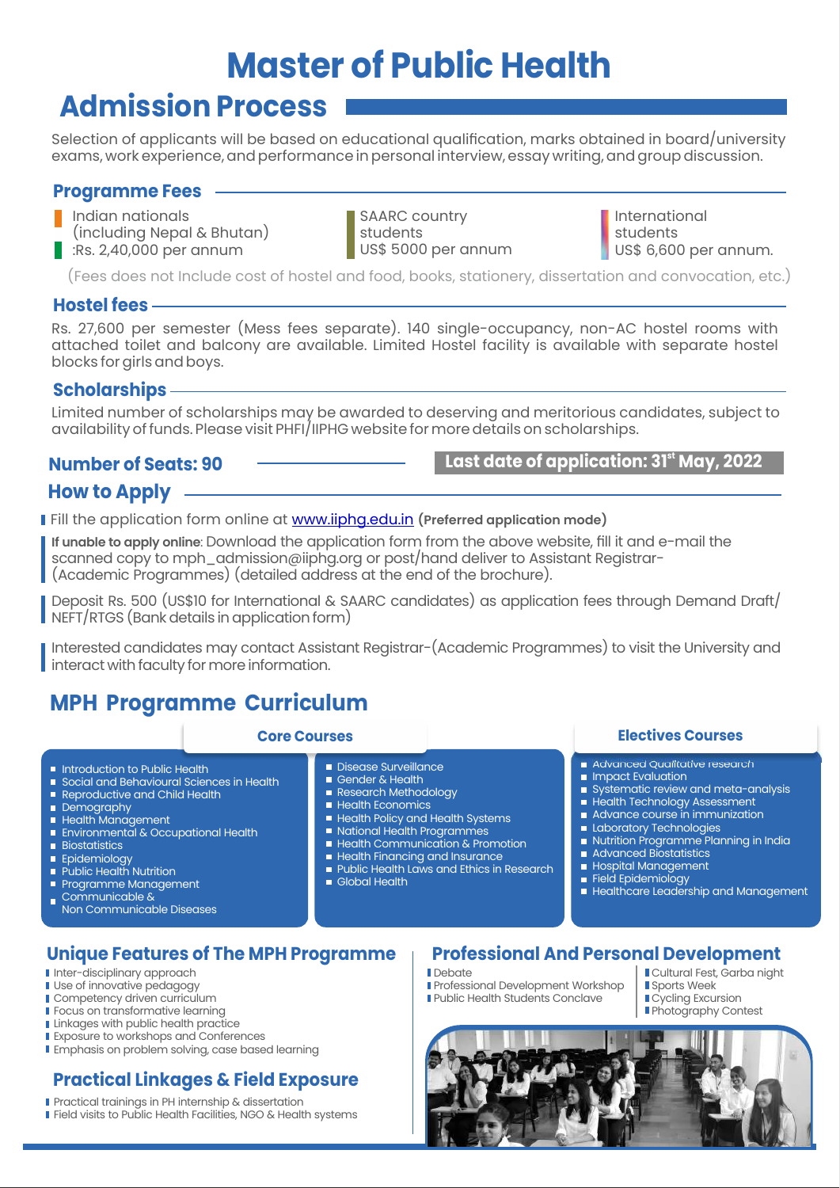# Master of Public Health

## Admission Process

Selection of applicants will be based on educational qualification, marks obtained in board/university exams, work experience, and performance in personal interview, essay writing, and group discussion.

### Programme Fees

- Indian nationals (including Nepal & Bhutan) :Rs. 2,40,000 per annum
- SAARC country students US$ 5000 per annum
- International students US$ 6,600 per annum.

(Fees does not Include cost of hostel and food, books, stationery, dissertation and convocation, etc.)

### Hostel fees

Rs. 27,600 per semester (Mess fees separate). 140 single-occupancy, non-AC hostel rooms with attached toilet and balcony are available. Limited Hostel facility is available with separate hostel blocks for girls and boys.

### Scholarships

Limited number of scholarships may be awarded to deserving and meritorious candidates, subject to availability of funds. Please visit PHFI/IIPHG website for more details on scholarships.

### Number of Seats: 90

**Last date of application: 31st May, 2022**

### How to Apply

- Fill the application form online at www.iiphg.edu.in **(Preferred application mode)**
- **If unable to apply online**: Download the application form from the above website, fill it and e-mail the scanned copy to mph_admission@iiphg.org or post/hand deliver to Assistant Registrar-(Academic Programmes) (detailed address at the end of the brochure).
- Deposit Rs. 500 (US$10 for International & SAARC candidates) as application fees through Demand Draft/ NEFT/RTGS (Bank details in application form)
- Interested candidates may contact Assistant Registrar-(Academic Programmes) to visit the University and interact with faculty for more information.

## MPH Programme Curriculum

### Core Courses

- Introduction to Public Health
- Social and Behavioural Sciences in Health
- Reproductive and Child Health
- Demography
- Health Management
- Environmental & Occupational Health
- Biostatistics
- Epidemiology
- Public Health Nutrition
- Programme Management
- Communicable & Non Communicable Diseases
- Disease Surveillance
- Gender & Health
- Research Methodology
- Health Economics
- Health Policy and Health Systems
- National Health Programmes
- Health Communication & Promotion
- Health Financing and Insurance
- Public Health Laws and Ethics in Research
- Global Health

### Electives Courses

- Advanced Qualitative research
- Impact Evaluation
- Systematic review and meta-analysis
- Health Technology Assessment
- Advance course in immunization
- Laboratory Technologies
- Nutrition Programme Planning in India
- Advanced Biostatistics
- Hospital Management
- Field Epidemiology
- Healthcare Leadership and Management

### Unique Features of The MPH Programme

- Inter-disciplinary approach
- Use of innovative pedagogy
- Competency driven curriculum
- Focus on transformative learning
- Linkages with public health practice
- Exposure to workshops and Conferences
- Emphasis on problem solving, case based learning

### Practical Linkages & Field Exposure

- Practical trainings in PH internship & dissertation
- Field visits to Public Health Facilities, NGO & Health systems

### Professional And Personal Development

- Debate
- Professional Development Workshop
- Public Health Students Conclave
- Cultural Fest, Garba night
- Sports Week
- Cycling Excursion
- Photography Contest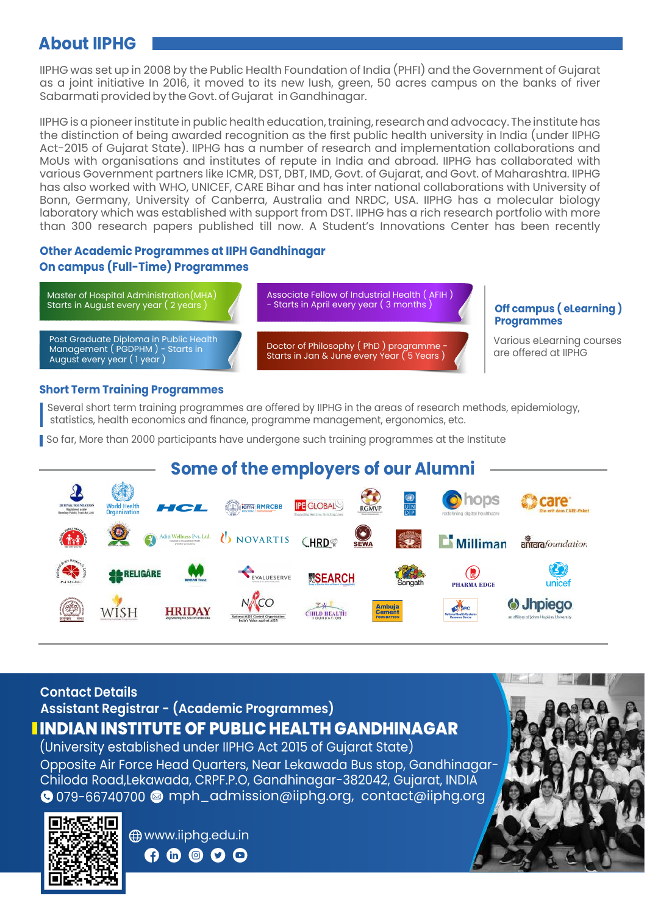## About IIPHG

IIPHG was set up in 2008 by the Public Health Foundation of India (PHFI) and the Government of Gujarat as a joint initiative In 2016, it moved to its new lush, green, 50 acres campus on the banks of river Sabarmati provided by the Govt. of Gujarat in Gandhinagar.

IIPHG is a pioneer institute in public health education, training, research and advocacy. The institute has the distinction of being awarded recognition as the first public health university in India (under IIPHG Act-2015 of Gujarat State). IIPHG has a number of research and implementation collaborations and MoUs with organisations and institutes of repute in India and abroad. IIPHG has collaborated with various Government partners like ICMR, DST, DBT, IMD, Govt. of Gujarat, and Govt. of Maharashtra. IIPHG has also worked with WHO, UNICEF, CARE Bihar and has inter national collaborations with University of Bonn, Germany, University of Canberra, Australia and NRDC, USA. IIPHG has a molecular biology laboratory which was established with support from DST. IIPHG has a rich research portfolio with more than 300 research papers published till now. A Student's Innovations Center has been recently

### Other Academic Programmes at IIPH Gandhinagar

### On campus (Full-Time) Programmes

- Master of Hospital Administration(MHA) Starts in August every year ( 2 years )
- Post Graduate Diploma in Public Health Management ( PGDPHM ) - Starts in August every year ( 1 year )
- Associate Fellow of Industrial Health ( AFIH ) - Starts in April every year ( 3 months )
- Doctor of Philosophy ( PhD ) programme - Starts in Jan & June every Year ( 5 Years )

### Off campus ( eLearning ) Programmes

Various eLearning courses are offered at IIPHG

### Short Term Training Programmes

Several short term training programmes are offered by IIPHG in the areas of research methods, epidemiology, statistics, health economics and finance, programme management, ergonomics, etc.

So far, More than 2000 participants have undergone such training programmes at the Institute

## Some of the employers of our Alumni

Deepak Foundation, World Health Organization, HCL, ICMR RMRCBE, IPE Global, RGMVP, UNDP, hops, care, Aditi Wellness Pvt. Ltd., Novartis, CHRD, SEWA, Milliman, antara foundation, NBRC, Religare, Maham Trust, Evalueserve, SEARCH, Sangath, Pharma Edge, unicef, WISH, HRIDAY, NACO, Child Health Foundation, Ambuja Cement Foundation, NHSRC, Jhpiego

### Contact Details

**Assistant Registrar - (Academic Programmes)**

**INDIAN INSTITUTE OF PUBLIC HEALTH GANDHINAGAR**

(University established under IIPHG Act 2015 of Gujarat State)

Opposite Air Force Head Quarters, Near Lekawada Bus stop, Gandhinagar-Chiloda Road,Lekawada, CRPF.P.O, Gandhinagar-382042, Gujarat, INDIA

079-66740700 mph_admission@iiphg.org, contact@iiphg.org

www.iiphg.edu.in